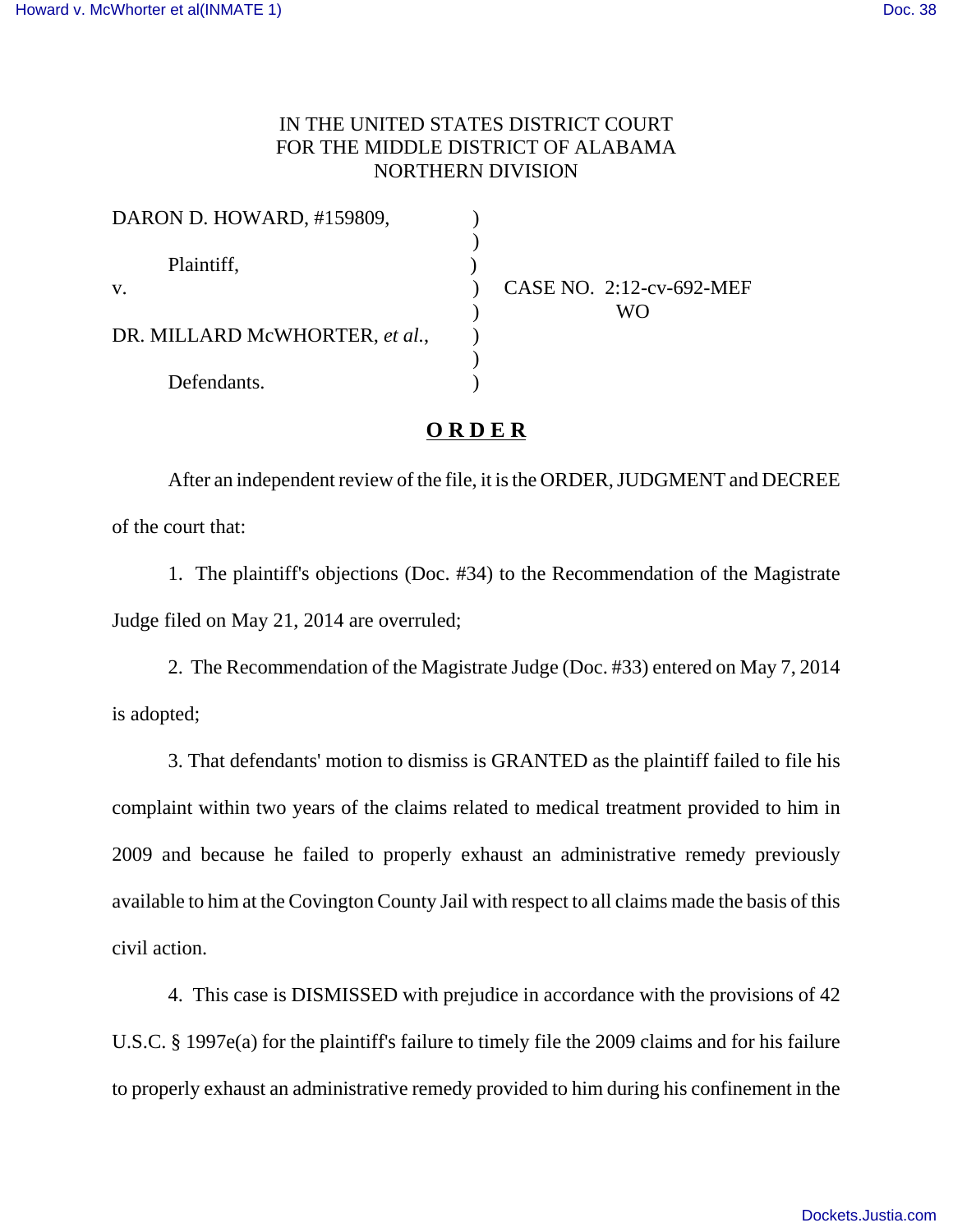IN THE UNITED STATES DISTRICT COURT
FOR THE MIDDLE DISTRICT OF ALABAMA
NORTHERN DIVISION

DARON D. HOWARD, #159809,

Plaintiff,

v.

DR. MILLARD McWHORTER, *et al.*,

Defendants.

CASE NO. 2:12-cv-692-MEF
WO

# **O R D E R**

After an independent review of the file, it is the ORDER, JUDGMENT and DECREE of the court that:

1. The plaintiff's objections (Doc. #34) to the Recommendation of the Magistrate Judge filed on May 21, 2014 are overruled;

2. The Recommendation of the Magistrate Judge (Doc. #33) entered on May 7, 2014 is adopted;

3. That defendants' motion to dismiss is GRANTED as the plaintiff failed to file his complaint within two years of the claims related to medical treatment provided to him in 2009 and because he failed to properly exhaust an administrative remedy previously available to him at the Covington County Jail with respect to all claims made the basis of this civil action.

4. This case is DISMISSED with prejudice in accordance with the provisions of 42 U.S.C. § 1997e(a) for the plaintiff's failure to timely file the 2009 claims and for his failure to properly exhaust an administrative remedy provided to him during his confinement in the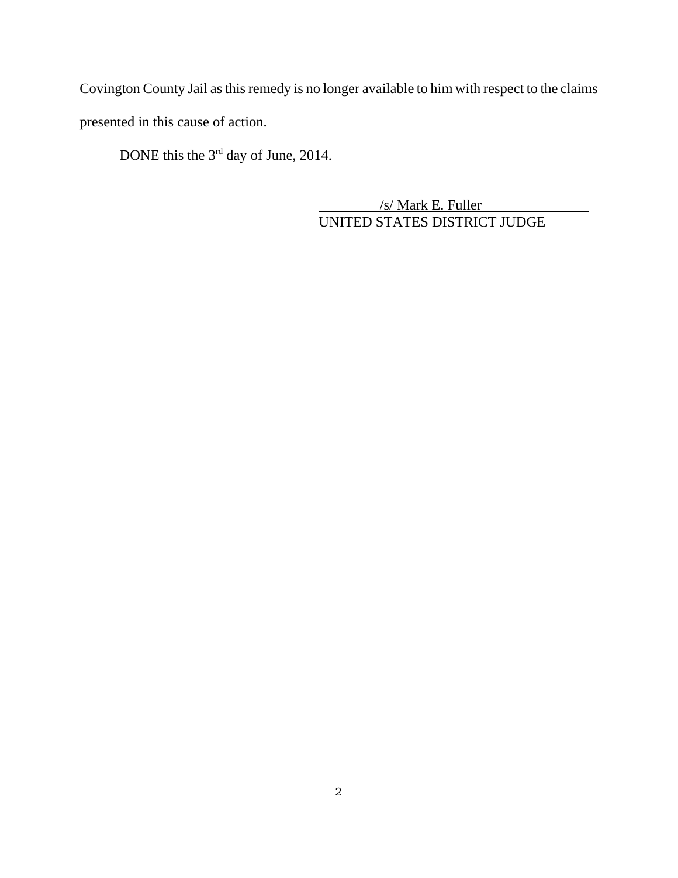Covington County Jail as this remedy is no longer available to him with respect to the claims presented in this cause of action.

DONE this the 3rd day of June, 2014.

/s/ Mark E. Fuller
UNITED STATES DISTRICT JUDGE